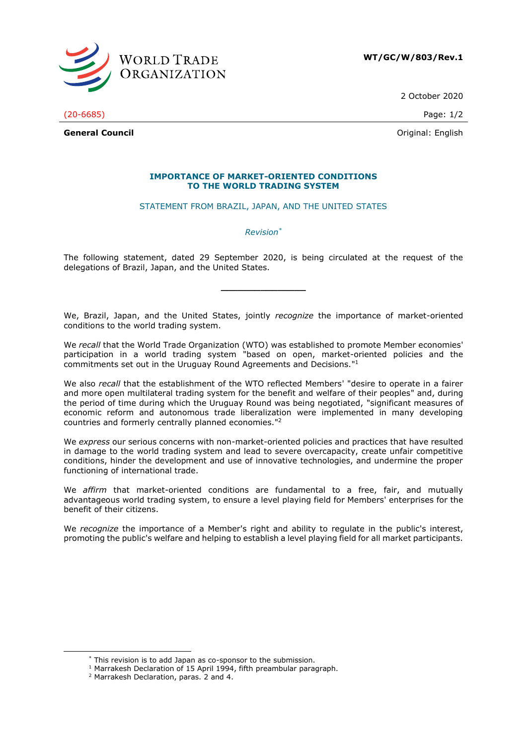WORLD TRADE ORGANIZATION

**WT/GC/W/803/Rev.1**

2 October 2020

(20-6685)

**General Council**

Original: English

## IMPORTANCE OF MARKET-ORIENTED CONDITIONS TO THE WORLD TRADING SYSTEM

STATEMENT FROM BRAZIL, JAPAN, AND THE UNITED STATES

*Revision*[*]

The following statement, dated 29 September 2020, is being circulated at the request of the delegations of Brazil, Japan, and the United States.

---

We, Brazil, Japan, and the United States, jointly *recognize* the importance of market-oriented conditions to the world trading system.

We *recall* that the World Trade Organization (WTO) was established to promote Member economies' participation in a world trading system "based on open, market-oriented policies and the commitments set out in the Uruguay Round Agreements and Decisions."[1]

We also *recall* that the establishment of the WTO reflected Members' "desire to operate in a fairer and more open multilateral trading system for the benefit and welfare of their peoples" and, during the period of time during which the Uruguay Round was being negotiated, "significant measures of economic reform and autonomous trade liberalization were implemented in many developing countries and formerly centrally planned economies."[2]

We *express* our serious concerns with non-market-oriented policies and practices that have resulted in damage to the world trading system and lead to severe overcapacity, create unfair competitive conditions, hinder the development and use of innovative technologies, and undermine the proper functioning of international trade.

We *affirm* that market-oriented conditions are fundamental to a free, fair, and mutually advantageous world trading system, to ensure a level playing field for Members' enterprises for the benefit of their citizens.

We *recognize* the importance of a Member's right and ability to regulate in the public's interest, promoting the public's welfare and helping to establish a level playing field for all market participants.

---

[*] This revision is to add Japan as co-sponsor to the submission.

[1] Marrakesh Declaration of 15 April 1994, fifth preambular paragraph.

[2] Marrakesh Declaration, paras. 2 and 4.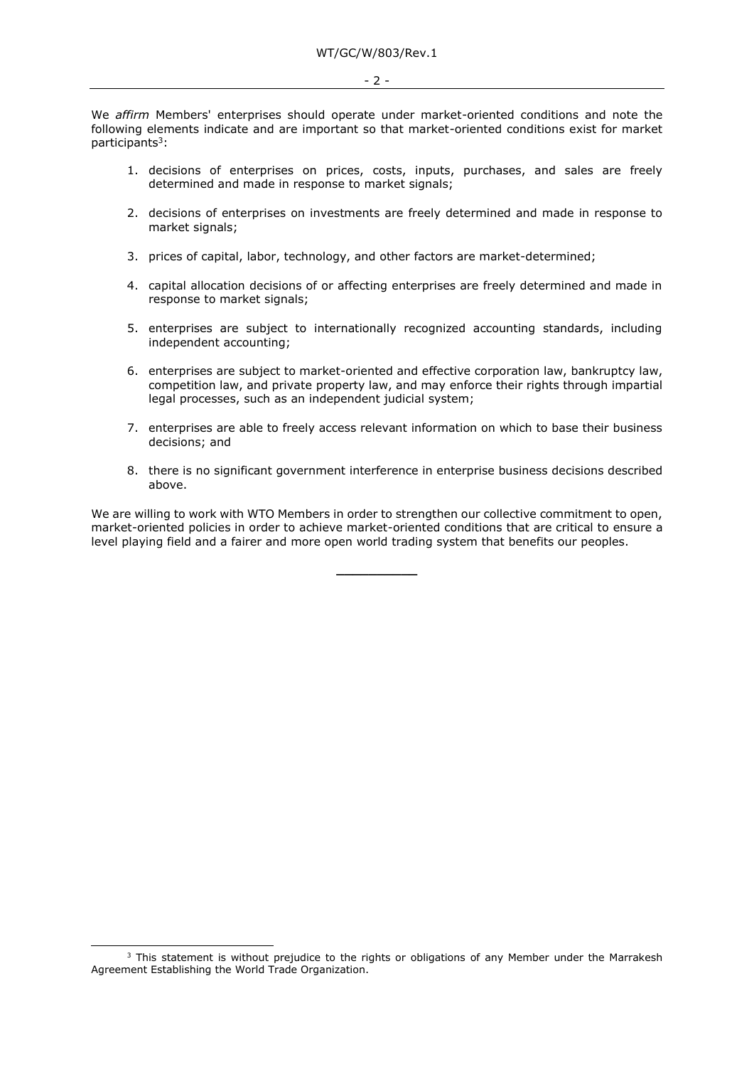We *affirm* Members' enterprises should operate under market-oriented conditions and note the following elements indicate and are important so that market-oriented conditions exist for market participants[3]:

1. decisions of enterprises on prices, costs, inputs, purchases, and sales are freely determined and made in response to market signals;
2. decisions of enterprises on investments are freely determined and made in response to market signals;
3. prices of capital, labor, technology, and other factors are market-determined;
4. capital allocation decisions of or affecting enterprises are freely determined and made in response to market signals;
5. enterprises are subject to internationally recognized accounting standards, including independent accounting;
6. enterprises are subject to market-oriented and effective corporation law, bankruptcy law, competition law, and private property law, and may enforce their rights through impartial legal processes, such as an independent judicial system;
7. enterprises are able to freely access relevant information on which to base their business decisions; and
8. there is no significant government interference in enterprise business decisions described above.

We are willing to work with WTO Members in order to strengthen our collective commitment to open, market-oriented policies in order to achieve market-oriented conditions that are critical to ensure a level playing field and a fairer and more open world trading system that benefits our peoples.

---

[3] This statement is without prejudice to the rights or obligations of any Member under the Marrakesh Agreement Establishing the World Trade Organization.